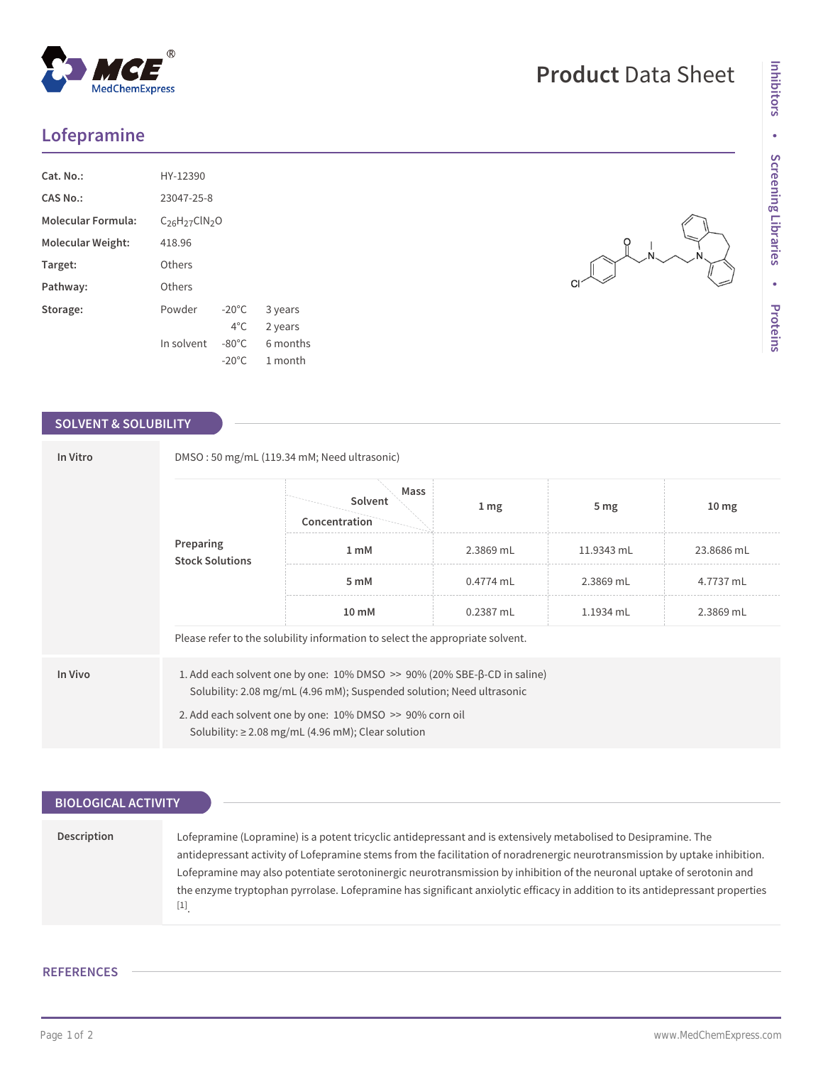# Lofepramine

| | | | |
|---|---|---|---|
| **Cat. No.:** | HY-12390 | | |
| **CAS No.:** | 23047-25-8 | | |
| **Molecular Formula:** | $C_{26}H_{27}ClN_2O$ | | |
| **Molecular Weight:** | 418.96 | | |
| **Target:** | Others | | |
| **Pathway:** | Others | | |
| **Storage:** | Powder | -20°C | 3 years |
| | | 4°C | 2 years |
| | In solvent | -80°C | 6 months |
| | | -20°C | 1 month |

## SOLVENT & SOLUBILITY

### In Vitro

DMSO : 50 mg/mL (119.34 mM; Need ultrasonic)

**Preparing Stock Solutions**

| Solvent Concentration / Mass | 1 mg | 5 mg | 10 mg |
|---|---|---|---|
| **1 mM** | 2.3869 mL | 11.9343 mL | 23.8686 mL |
| **5 mM** | 0.4774 mL | 2.3869 mL | 4.7737 mL |
| **10 mM** | 0.2387 mL | 1.1934 mL | 2.3869 mL |

Please refer to the solubility information to select the appropriate solvent.

### In Vivo

1. Add each solvent one by one: 10% DMSO >> 90% (20% SBE-β-CD in saline)
   Solubility: 2.08 mg/mL (4.96 mM); Suspended solution; Need ultrasonic
2. Add each solvent one by one: 10% DMSO >> 90% corn oil
   Solubility: ≥ 2.08 mg/mL (4.96 mM); Clear solution

## BIOLOGICAL ACTIVITY

**Description**

Lofepramine (Lopramine) is a potent tricyclic antidepressant and is extensively metabolised to Desipramine. The antidepressant activity of Lofepramine stems from the facilitation of noradrenergic neurotransmission by uptake inhibition. Lofepramine may also potentiate serotoninergic neurotransmission by inhibition of the neuronal uptake of serotonin and the enzyme tryptophan pyrrolase. Lofepramine has significant anxiolytic efficacy in addition to its antidepressant properties [1].

## REFERENCES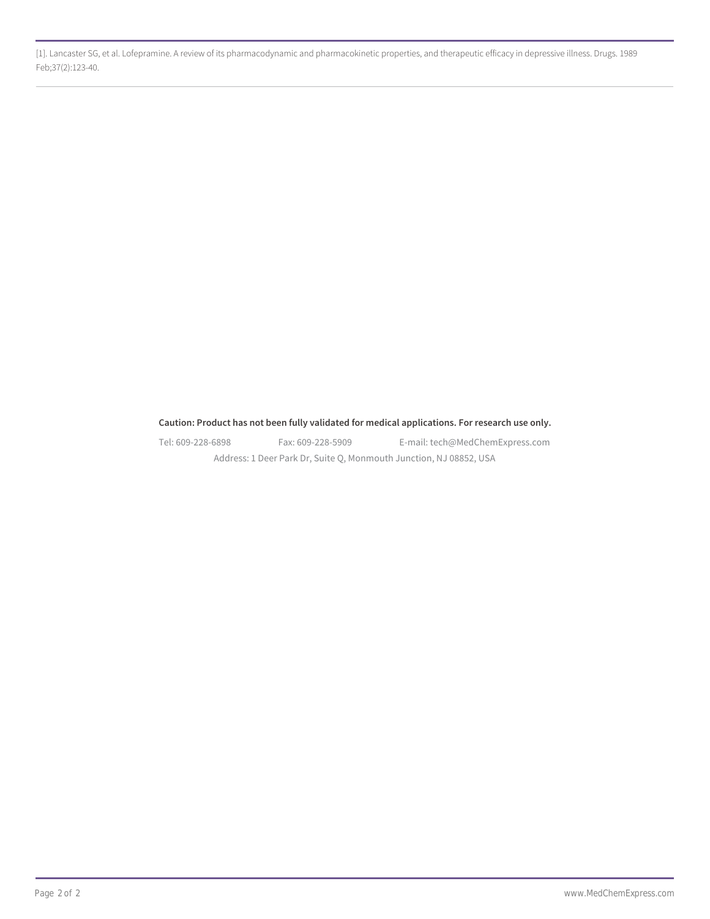[1]. Lancaster SG, et al. Lofepramine. A review of its pharmacodynamic and pharmacokinetic properties, and therapeutic efficacy in depressive illness. Drugs. 1989 Feb;37(2):123-40.

**Caution: Product has not been fully validated for medical applications. For research use only.**

Tel: 609-228-6898 Fax: 609-228-5909 E-mail: tech@MedChemExpress.com

Address: 1 Deer Park Dr, Suite Q, Monmouth Junction, NJ 08852, USA